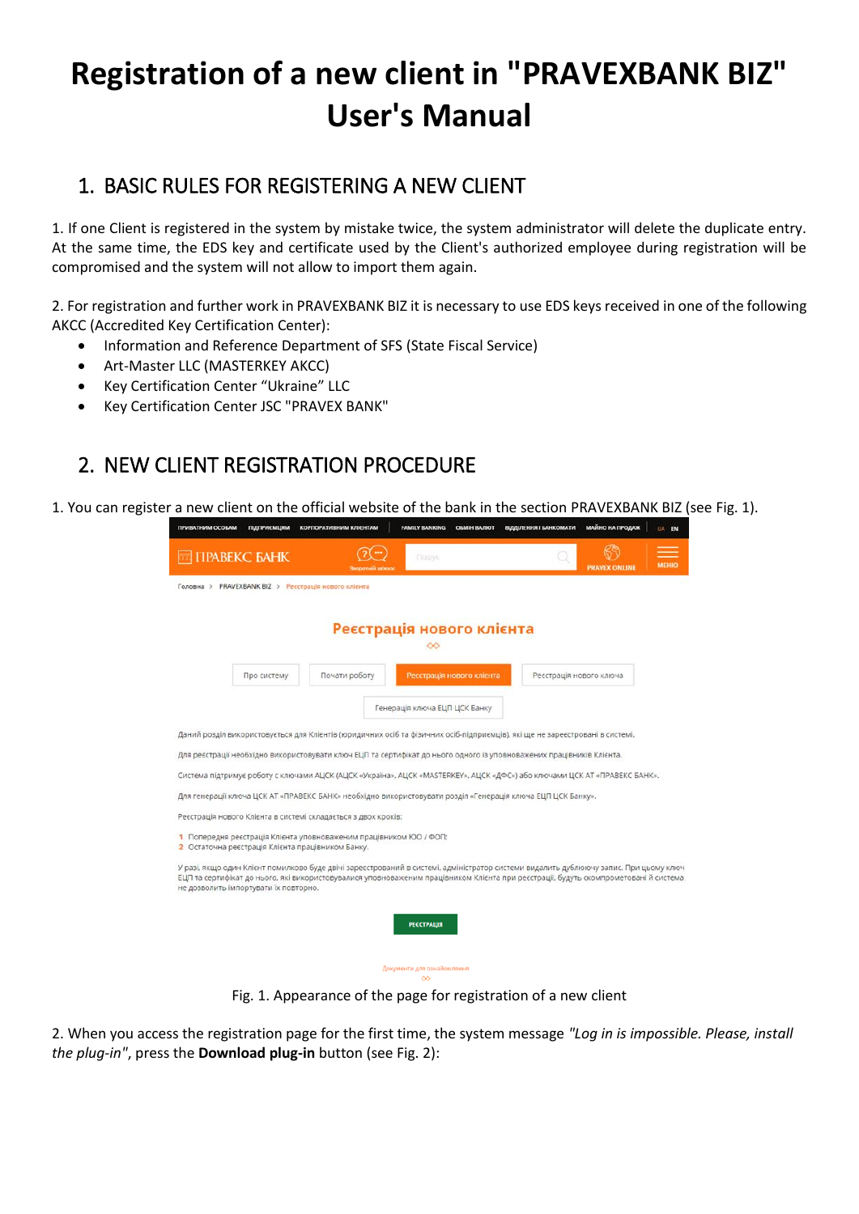# Registration of a new client in "PRAVEXBANK BIZ" User's Manual

## 1. BASIC RULES FOR REGISTERING A NEW CLIENT

1. If one Client is registered in the system by mistake twice, the system administrator will delete the duplicate entry. At the same time, the EDS key and certificate used by the Client's authorized employee during registration will be compromised and the system will not allow to import them again.

2. For registration and further work in PRAVEXBANK BIZ it is necessary to use EDS keys received in one of the following AKCC (Accredited Key Certification Center):

- Information and Reference Department of SFS (State Fiscal Service)
- Art-Master LLC (MASTERKEY AKCC)
- Key Certification Center “Ukraine” LLC
- Key Certification Center JSC "PRAVEX BANK"

## 2. NEW CLIENT REGISTRATION PROCEDURE

1. You can register a new client on the official website of the bank in the section PRAVEXBANK BIZ (see Fig. 1).

Fig. 1. Appearance of the page for registration of a new client

2. When you access the registration page for the first time, the system message *"Log in is impossible. Please, install the plug-in"*, press the **Download plug-in** button (see Fig. 2):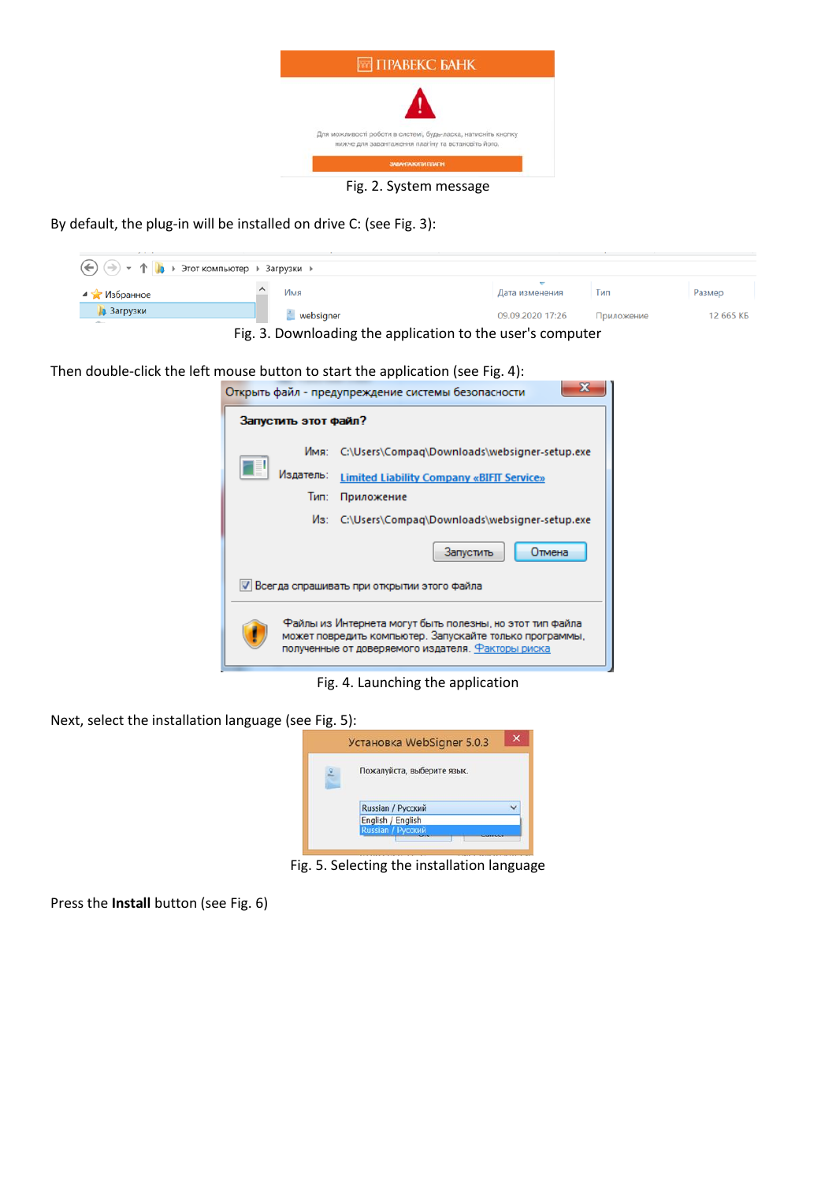Fig. 2. System message

By default, the plug-in will be installed on drive C: (see Fig. 3):

Fig. 3. Downloading the application to the user's computer

Then double-click the left mouse button to start the application (see Fig. 4):

Fig. 4. Launching the application

Next, select the installation language (see Fig. 5):

Fig. 5. Selecting the installation language

Press the **Install** button (see Fig. 6)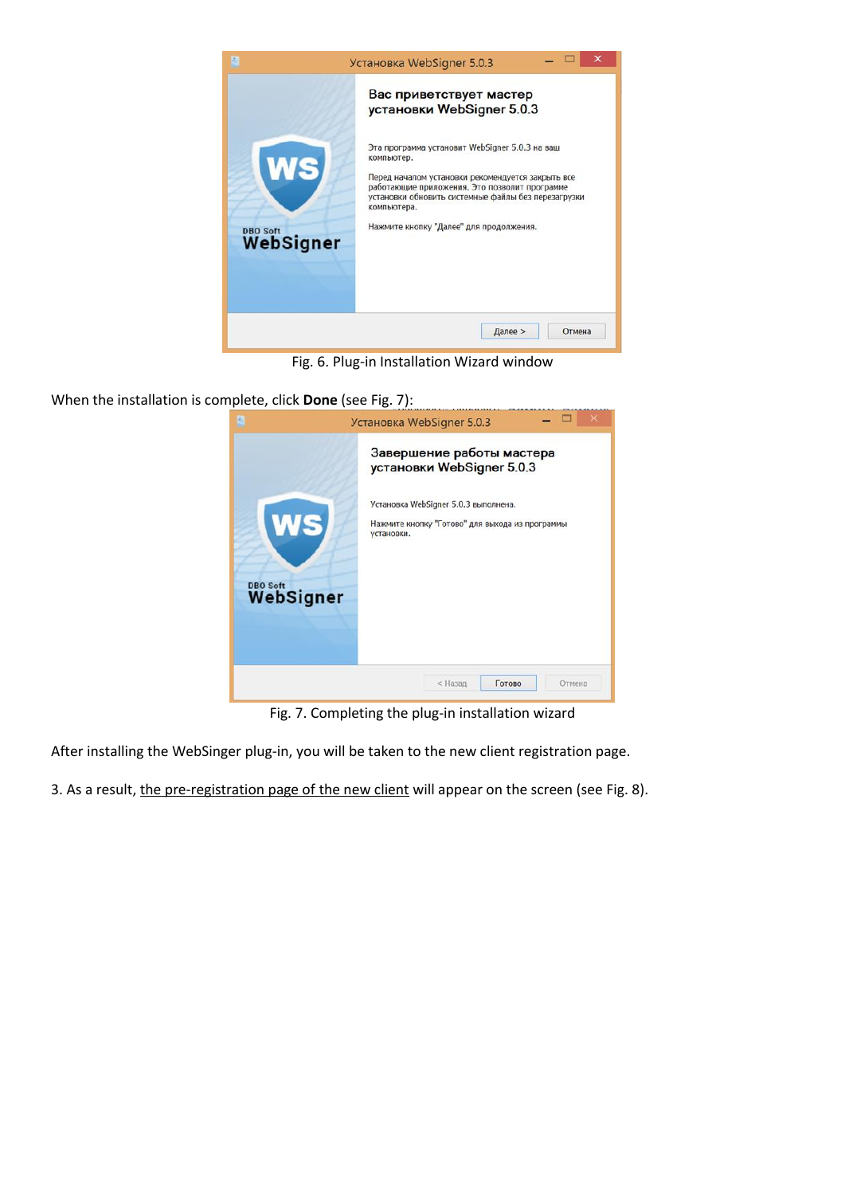Fig. 6. Plug-in Installation Wizard window

When the installation is complete, click **Done** (see Fig. 7):

Fig. 7. Completing the plug-in installation wizard

After installing the WebSinger plug-in, you will be taken to the new client registration page.

3. As a result, the pre-registration page of the new client will appear on the screen (see Fig. 8).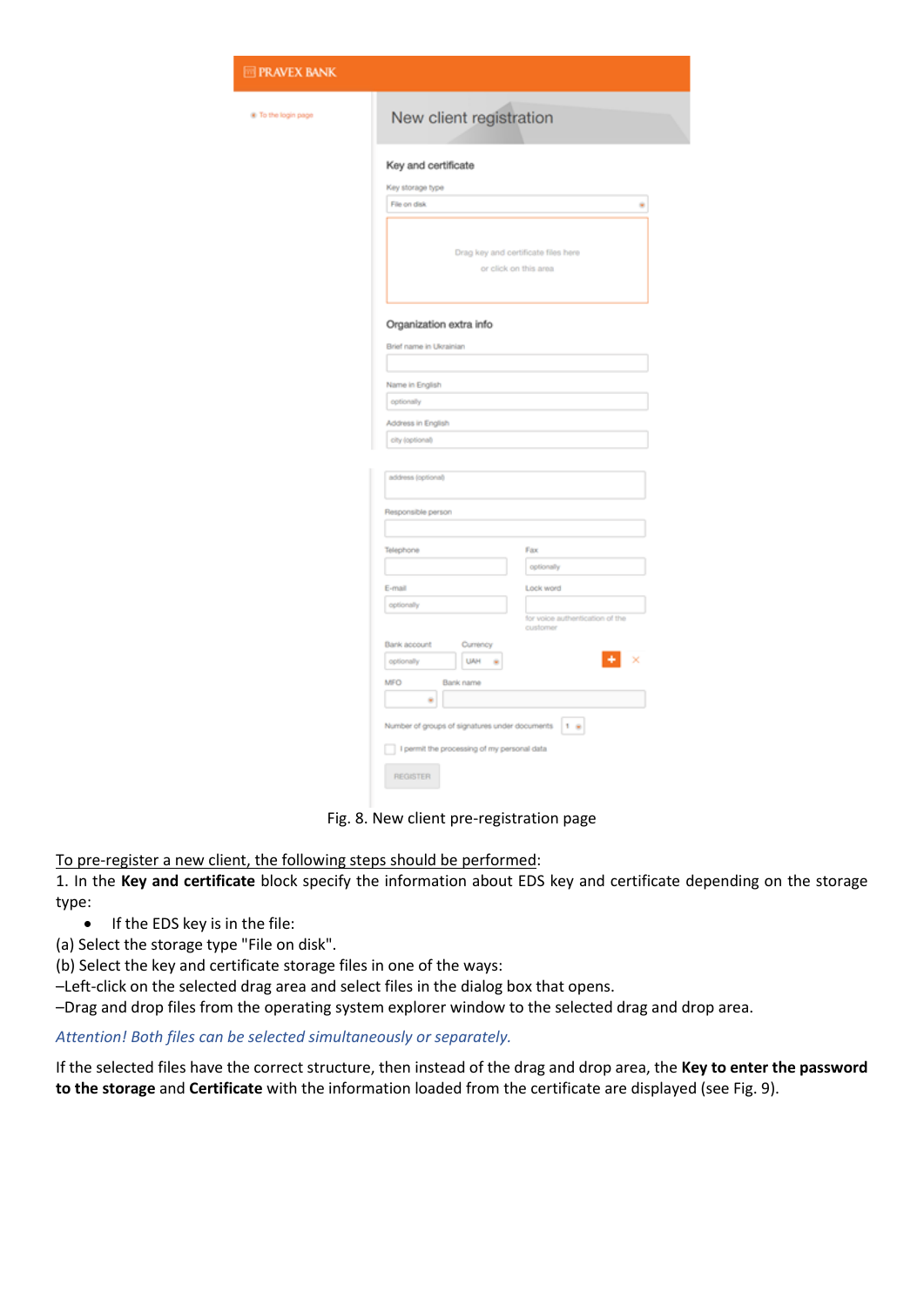Fig. 8. New client pre-registration page

<u>To pre-register a new client, the following steps should be performed</u>:

1. In the **Key and certificate** block specify the information about EDS key and certificate depending on the storage type:

- If the EDS key is in the file:

(a) Select the storage type "File on disk".

(b) Select the key and certificate storage files in one of the ways:

–Left-click on the selected drag area and select files in the dialog box that opens.

–Drag and drop files from the operating system explorer window to the selected drag and drop area.

*Attention! Both files can be selected simultaneously or separately.*

If the selected files have the correct structure, then instead of the drag and drop area, the **Key to enter the password to the storage** and **Certificate** with the information loaded from the certificate are displayed (see Fig. 9).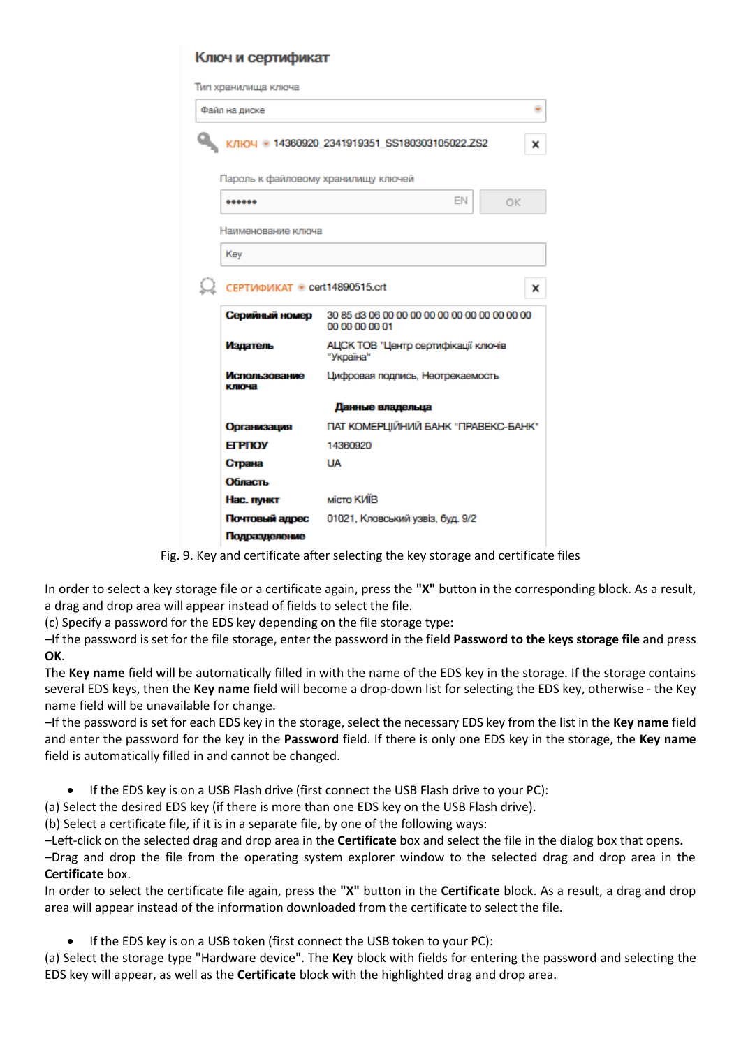Ключ и сертификат

Тип хранилища ключа

Файл на диске

КЛЮЧ 14360920_2341919351_SS180303105022.ZS2

Пароль к файловому хранилищу ключей

•••••• EN OK

Наименование ключа

Key

СЕРТИФИКАТ cert14890515.crt

| Серийный номер | 30 85 d3 06 00 00 00 00 00 00 00 00 00 00 00 00 00 00 00 01 |
|---|---|
| Издатель | АЦСК ТОВ "Центр сертифікації ключів "Україна" |
| Использование ключа | Цифровая подпись, Неотрекаемость |
| **Данные владельца** | |
| Организация | ПАТ КОМЕРЦІЙНИЙ БАНК "ПРАВЕКС-БАНК" |
| ЕГРПОУ | 14360920 |
| Страна | UA |
| Область | |
| Нас. пункт | місто КИЇВ |
| Почтовый адрес | 01021, Кловський узвіз, буд. 9/2 |
| Подразделение | |

Fig. 9. Key and certificate after selecting the key storage and certificate files

In order to select a key storage file or a certificate again, press the **"X"** button in the corresponding block. As a result, a drag and drop area will appear instead of fields to select the file.

(c) Specify a password for the EDS key depending on the file storage type:

–If the password is set for the file storage, enter the password in the field **Password to the keys storage file** and press **OK**.

The **Key name** field will be automatically filled in with the name of the EDS key in the storage. If the storage contains several EDS keys, then the **Key name** field will become a drop-down list for selecting the EDS key, otherwise - the Key name field will be unavailable for change.

–If the password is set for each EDS key in the storage, select the necessary EDS key from the list in the **Key name** field and enter the password for the key in the **Password** field. If there is only one EDS key in the storage, the **Key name** field is automatically filled in and cannot be changed.

- If the EDS key is on a USB Flash drive (first connect the USB Flash drive to your PC):

(a) Select the desired EDS key (if there is more than one EDS key on the USB Flash drive).

(b) Select a certificate file, if it is in a separate file, by one of the following ways:

–Left-click on the selected drag and drop area in the **Certificate** box and select the file in the dialog box that opens.

–Drag and drop the file from the operating system explorer window to the selected drag and drop area in the **Certificate** box.

In order to select the certificate file again, press the **"X"** button in the **Certificate** block. As a result, a drag and drop area will appear instead of the information downloaded from the certificate to select the file.

- If the EDS key is on a USB token (first connect the USB token to your PC):

(a) Select the storage type "Hardware device". The **Key** block with fields for entering the password and selecting the EDS key will appear, as well as the **Certificate** block with the highlighted drag and drop area.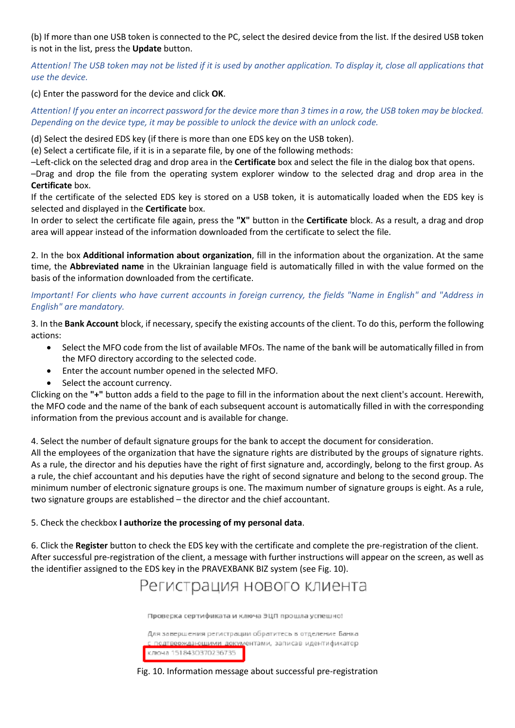(b) If more than one USB token is connected to the PC, select the desired device from the list. If the desired USB token is not in the list, press the **Update** button.

*Attention! The USB token may not be listed if it is used by another application. To display it, close all applications that use the device.*

(c) Enter the password for the device and click **OK**.

*Attention! If you enter an incorrect password for the device more than 3 times in a row, the USB token may be blocked. Depending on the device type, it may be possible to unlock the device with an unlock code.*

(d) Select the desired EDS key (if there is more than one EDS key on the USB token).
(e) Select a certificate file, if it is in a separate file, by one of the following methods:
–Left-click on the selected drag and drop area in the **Certificate** box and select the file in the dialog box that opens.
–Drag and drop the file from the operating system explorer window to the selected drag and drop area in the **Certificate** box.
If the certificate of the selected EDS key is stored on a USB token, it is automatically loaded when the EDS key is selected and displayed in the **Certificate** box.
In order to select the certificate file again, press the **"X"** button in the **Certificate** block. As a result, a drag and drop area will appear instead of the information downloaded from the certificate to select the file.

2. In the box **Additional information about organization**, fill in the information about the organization. At the same time, the **Abbreviated name** in the Ukrainian language field is automatically filled in with the value formed on the basis of the information downloaded from the certificate.

*Important! For clients who have current accounts in foreign currency, the fields "Name in English" and "Address in English" are mandatory.*

3. In the **Bank Account** block, if necessary, specify the existing accounts of the client. To do this, perform the following actions:

- Select the MFO code from the list of available MFOs. The name of the bank will be automatically filled in from the MFO directory according to the selected code.
- Enter the account number opened in the selected MFO.
- Select the account currency.

Clicking on the **"+"** button adds a field to the page to fill in the information about the next client's account. Herewith, the MFO code and the name of the bank of each subsequent account is automatically filled in with the corresponding information from the previous account and is available for change.

4. Select the number of default signature groups for the bank to accept the document for consideration.
All the employees of the organization that have the signature rights are distributed by the groups of signature rights. As a rule, the director and his deputies have the right of first signature and, accordingly, belong to the first group. As a rule, the chief accountant and his deputies have the right of second signature and belong to the second group. The minimum number of electronic signature groups is one. The maximum number of signature groups is eight. As a rule, two signature groups are established – the director and the chief accountant.

5. Check the checkbox **I authorize the processing of my personal data**.

6. Click the **Register** button to check the EDS key with the certificate and complete the pre-registration of the client. After successful pre-registration of the client, a message with further instructions will appear on the screen, as well as the identifier assigned to the EDS key in the PRAVEXBANK BIZ system (see Fig. 10).

Регистрация нового клиента

Проверка сертификата и ключа ЭЦП прошла успешно!

Для завершения регистрации обратитесь в отделение Банка с подтверждающими документами, записав идентификатор ключа 1518430370236735

Fig. 10. Information message about successful pre-registration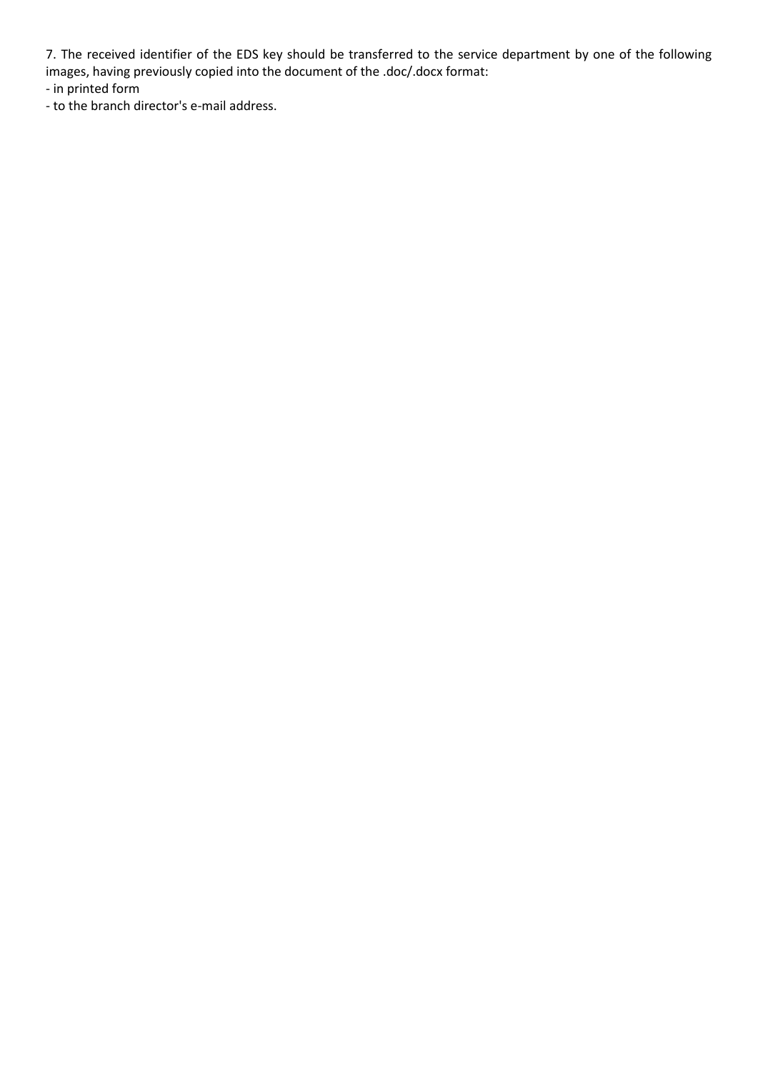7. The received identifier of the EDS key should be transferred to the service department by one of the following images, having previously copied into the document of the .doc/.docx format:

- in printed form
- to the branch director's e-mail address.